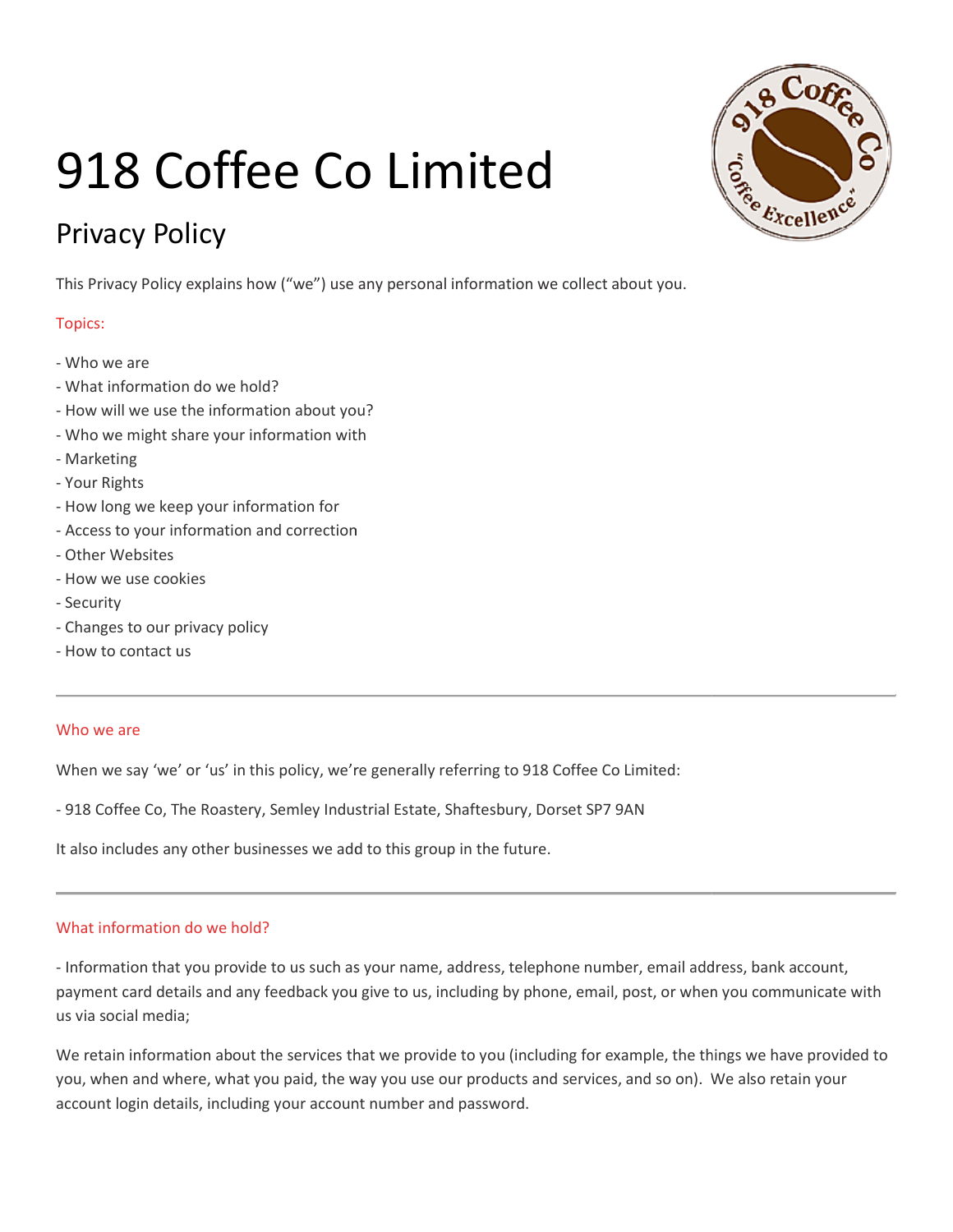# 918 Coffee Co Limited

## Privacy Policy

This Privacy Policy explains how (“we”) use any personal information we collect about you.

### Topics:

- Who we are
- What information do we hold?
- How will we use the information about you?
- Who we might share your information with
- Marketing
- Your Rights
- How long we keep your information for
- Access to your information and correction
- Other Websites
- How we use cookies
- Security
- Changes to our privacy policy
- How to contact us

---

### Who we are

When we say ‘we’ or ‘us’ in this policy, we’re generally referring to 918 Coffee Co Limited:

- 918 Coffee Co, The Roastery, Semley Industrial Estate, Shaftesbury, Dorset SP7 9AN

It also includes any other businesses we add to this group in the future.

---

### What information do we hold?

- Information that you provide to us such as your name, address, telephone number, email address, bank account, payment card details and any feedback you give to us, including by phone, email, post, or when you communicate with us via social media;

We retain information about the services that we provide to you (including for example, the things we have provided to you, when and where, what you paid, the way you use our products and services, and so on). We also retain your account login details, including your account number and password.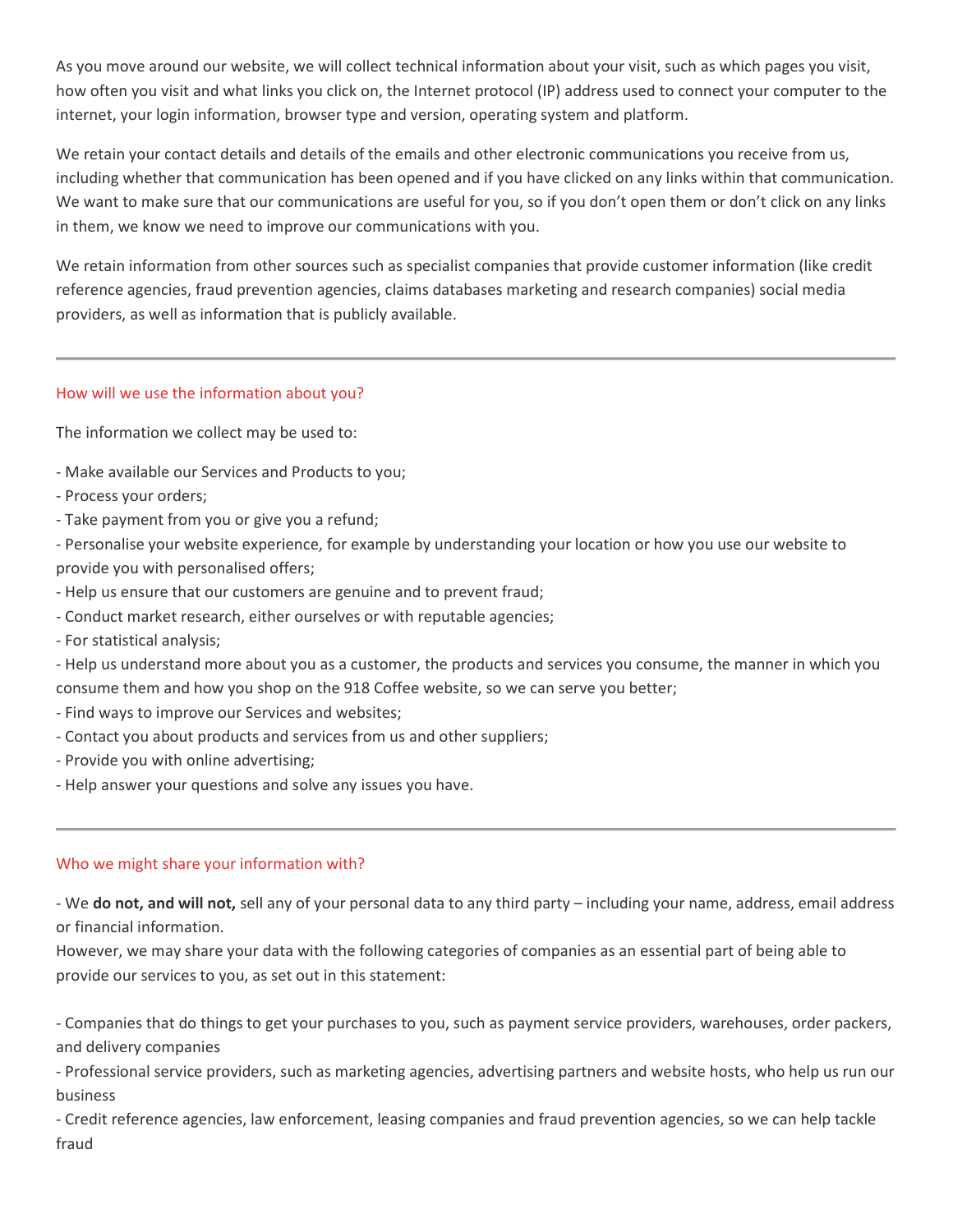As you move around our website, we will collect technical information about your visit, such as which pages you visit, how often you visit and what links you click on, the Internet protocol (IP) address used to connect your computer to the internet, your login information, browser type and version, operating system and platform.

We retain your contact details and details of the emails and other electronic communications you receive from us, including whether that communication has been opened and if you have clicked on any links within that communication. We want to make sure that our communications are useful for you, so if you don't open them or don't click on any links in them, we know we need to improve our communications with you.

We retain information from other sources such as specialist companies that provide customer information (like credit reference agencies, fraud prevention agencies, claims databases marketing and research companies) social media providers, as well as information that is publicly available.

---

## How will we use the information about you?

The information we collect may be used to:

- Make available our Services and Products to you;
- Process your orders;
- Take payment from you or give you a refund;
- Personalise your website experience, for example by understanding your location or how you use our website to provide you with personalised offers;
- Help us ensure that our customers are genuine and to prevent fraud;
- Conduct market research, either ourselves or with reputable agencies;
- For statistical analysis;
- Help us understand more about you as a customer, the products and services you consume, the manner in which you consume them and how you shop on the 918 Coffee website, so we can serve you better;
- Find ways to improve our Services and websites;
- Contact you about products and services from us and other suppliers;
- Provide you with online advertising;
- Help answer your questions and solve any issues you have.

---

## Who we might share your information with?

- We **do not, and will not,** sell any of your personal data to any third party – including your name, address, email address or financial information.

However, we may share your data with the following categories of companies as an essential part of being able to provide our services to you, as set out in this statement:

- Companies that do things to get your purchases to you, such as payment service providers, warehouses, order packers, and delivery companies
- Professional service providers, such as marketing agencies, advertising partners and website hosts, who help us run our business
- Credit reference agencies, law enforcement, leasing companies and fraud prevention agencies, so we can help tackle fraud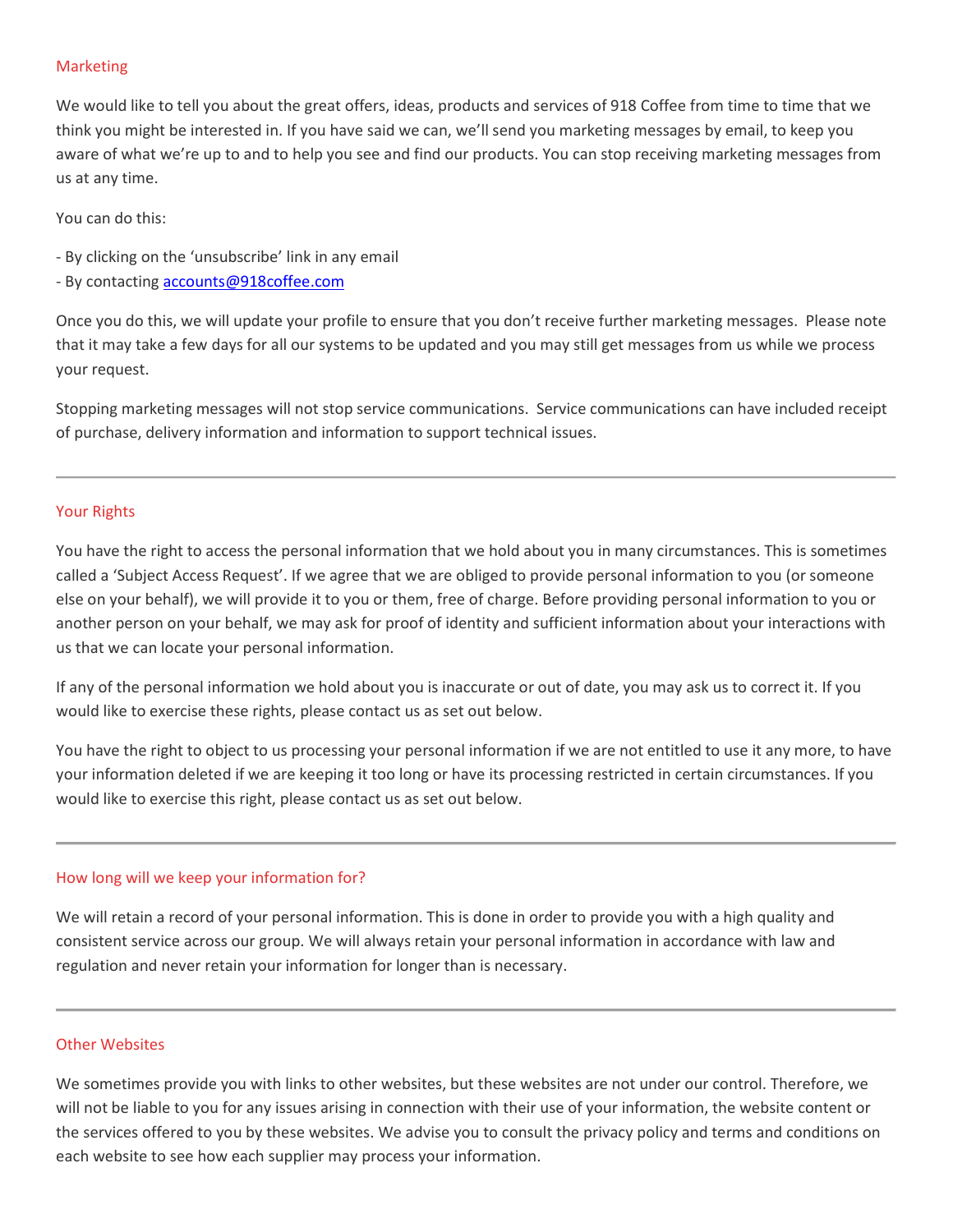## Marketing

We would like to tell you about the great offers, ideas, products and services of 918 Coffee from time to time that we think you might be interested in. If you have said we can, we'll send you marketing messages by email, to keep you aware of what we're up to and to help you see and find our products. You can stop receiving marketing messages from us at any time.

You can do this:

- By clicking on the 'unsubscribe' link in any email
- By contacting accounts@918coffee.com

Once you do this, we will update your profile to ensure that you don't receive further marketing messages. Please note that it may take a few days for all our systems to be updated and you may still get messages from us while we process your request.

Stopping marketing messages will not stop service communications. Service communications can have included receipt of purchase, delivery information and information to support technical issues.

---

## Your Rights

You have the right to access the personal information that we hold about you in many circumstances. This is sometimes called a 'Subject Access Request'. If we agree that we are obliged to provide personal information to you (or someone else on your behalf), we will provide it to you or them, free of charge. Before providing personal information to you or another person on your behalf, we may ask for proof of identity and sufficient information about your interactions with us that we can locate your personal information.

If any of the personal information we hold about you is inaccurate or out of date, you may ask us to correct it. If you would like to exercise these rights, please contact us as set out below.

You have the right to object to us processing your personal information if we are not entitled to use it any more, to have your information deleted if we are keeping it too long or have its processing restricted in certain circumstances. If you would like to exercise this right, please contact us as set out below.

---

## How long will we keep your information for?

We will retain a record of your personal information. This is done in order to provide you with a high quality and consistent service across our group. We will always retain your personal information in accordance with law and regulation and never retain your information for longer than is necessary.

---

## Other Websites

We sometimes provide you with links to other websites, but these websites are not under our control. Therefore, we will not be liable to you for any issues arising in connection with their use of your information, the website content or the services offered to you by these websites. We advise you to consult the privacy policy and terms and conditions on each website to see how each supplier may process your information.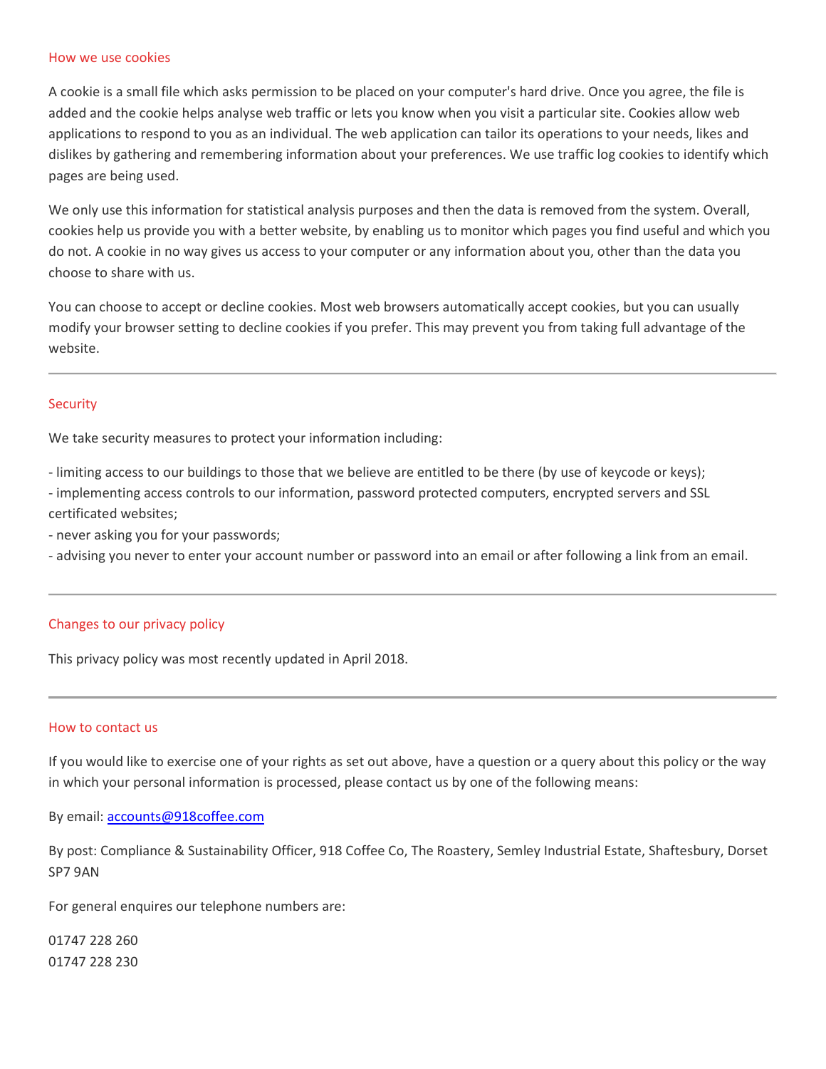## How we use cookies

A cookie is a small file which asks permission to be placed on your computer's hard drive. Once you agree, the file is added and the cookie helps analyse web traffic or lets you know when you visit a particular site. Cookies allow web applications to respond to you as an individual. The web application can tailor its operations to your needs, likes and dislikes by gathering and remembering information about your preferences. We use traffic log cookies to identify which pages are being used.

We only use this information for statistical analysis purposes and then the data is removed from the system. Overall, cookies help us provide you with a better website, by enabling us to monitor which pages you find useful and which you do not. A cookie in no way gives us access to your computer or any information about you, other than the data you choose to share with us.

You can choose to accept or decline cookies. Most web browsers automatically accept cookies, but you can usually modify your browser setting to decline cookies if you prefer. This may prevent you from taking full advantage of the website.

---

## Security

We take security measures to protect your information including:

- limiting access to our buildings to those that we believe are entitled to be there (by use of keycode or keys);
- implementing access controls to our information, password protected computers, encrypted servers and SSL certificated websites;
- never asking you for your passwords;
- advising you never to enter your account number or password into an email or after following a link from an email.

---

## Changes to our privacy policy

This privacy policy was most recently updated in April 2018.

---

## How to contact us

If you would like to exercise one of your rights as set out above, have a question or a query about this policy or the way in which your personal information is processed, please contact us by one of the following means:

By email: [accounts@918coffee.com](mailto:accounts@918coffee.com)

By post: Compliance & Sustainability Officer, 918 Coffee Co, The Roastery, Semley Industrial Estate, Shaftesbury, Dorset SP7 9AN

For general enquires our telephone numbers are:

01747 228 260
01747 228 230